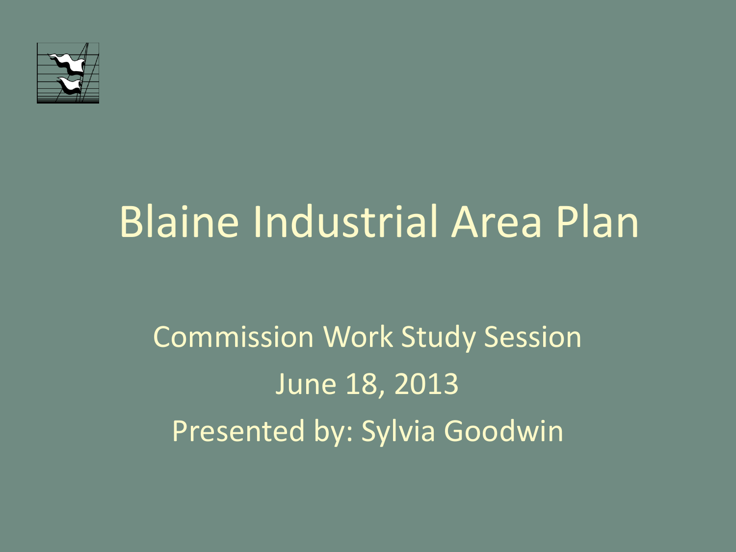# Blaine Industrial Area Plan

Commission Work Study Session

June 18, 2013

Presented by: Sylvia Goodwin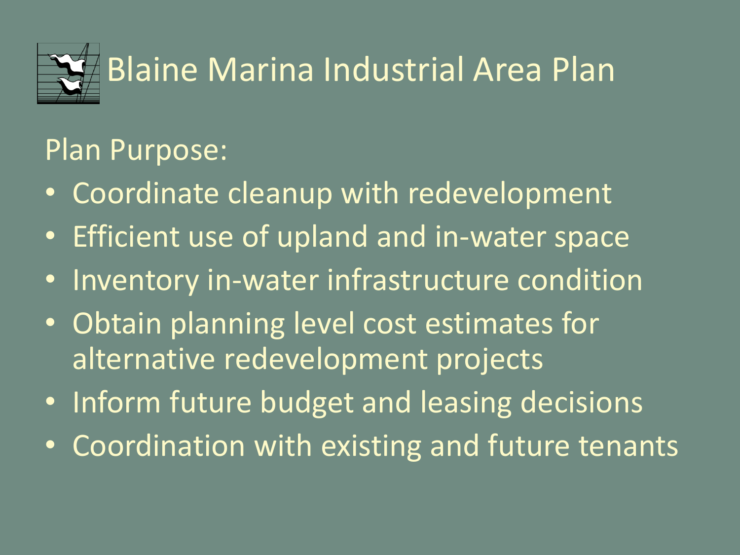# Blaine Marina Industrial Area Plan

Plan Purpose:

- Coordinate cleanup with redevelopment
- Efficient use of upland and in-water space
- Inventory in-water infrastructure condition
- Obtain planning level cost estimates for alternative redevelopment projects
- Inform future budget and leasing decisions
- Coordination with existing and future tenants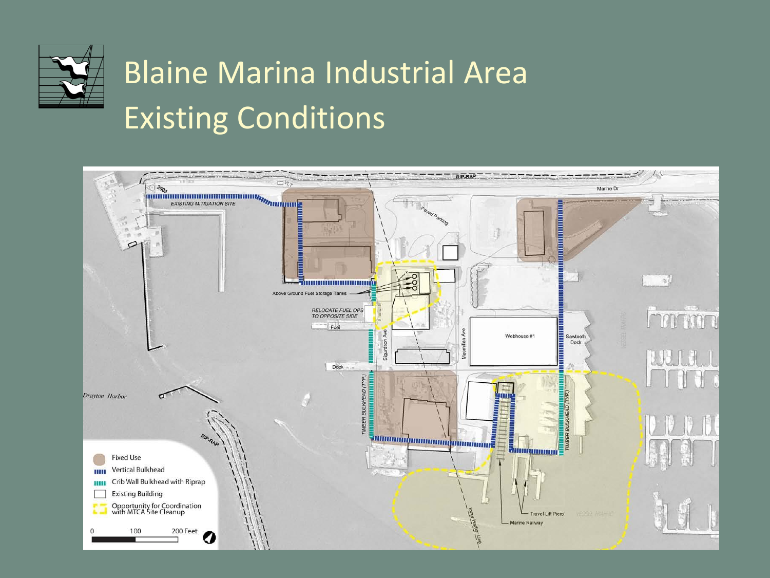# Blaine Marina Industrial Area
# Existing Conditions

RIP-RAP

Marine Dr

2003

EXISTING MITIGATION SITE

Paved Parking

Above Ground Fuel Storage Tanks

RELOCATE FUEL OPS TO OPPOSITE SIDE

Fuel

Sigurdson Ave

Macmillan Ave

Webhouse #1

Sawtooth Dock

Dock

TIMBER BULKHEAD (TYP.)

TIMBER BULKHEAD (TYP.)

Drayton Harbor

RIP-RAP

Travel Lift Piers

Marine Railway

Inner Harbor Line

VESSEL TRAFFIC

- Fixed Use
- Vertical Bulkhead
- Crib Wall Bulkhead with Riprap
- Existing Building
- Opportunity for Coordination with MTCA Site Cleanup

0 100 200 Feet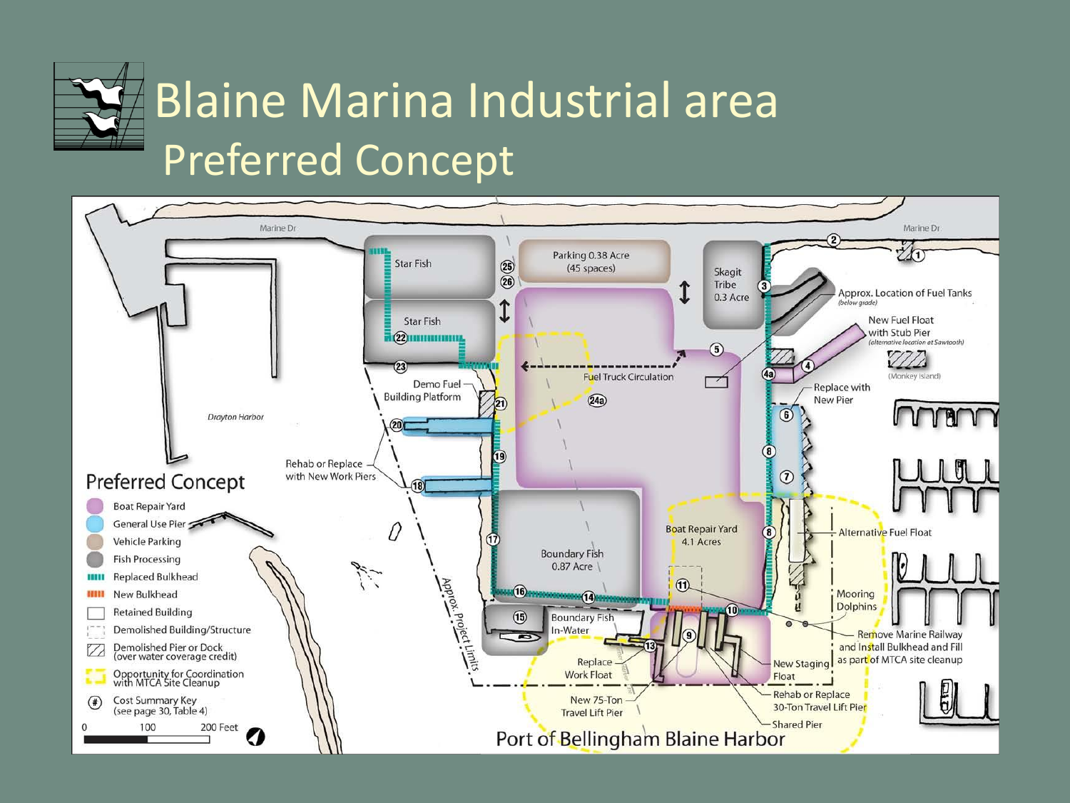# Blaine Marina Industrial area

## Preferred Concept

Marine Dr

Marine Dr

Star Fish

Star Fish

Parking 0.38 Acre (45 spaces)

Skagit Tribe 0.3 Acre

Approx. Location of Fuel Tanks (below grade)

New Fuel Float with Stub Pier (alternative location at Sawtooth)

(Monkey Island)

Replace with New Pier

Demo Fuel Building Platform

Fuel Truck Circulation

Drayton Harbor

Rehab or Replace with New Work Piers

Boat Repair Yard 4.1 Acres

Alternative Fuel Float

Boundary Fish 0.87 Acre

Mooring Dolphins

Boundary Fish In-Water

Remove Marine Railway and Install Bulkhead and Fill as part of MTCA site cleanup

Replace Work Float

New Staging Float

New 75-Ton Travel Lift Pier

Rehab or Replace 30-Ton Travel Lift Pier

Shared Pier

Approx. Project Limits

Port of Bellingham Blaine Harbor

### Preferred Concept

- Boat Repair Yard
- General Use Pier
- Vehicle Parking
- Fish Processing
- Replaced Bulkhead
- New Bulkhead
- Retained Building
- Demolished Building/Structure
- Demolished Pier or Dock (over water coverage credit)
- Opportunity for Coordination with MTCA Site Cleanup
- (#) Cost Summary Key (see page 30, Table 4)

0 100 200 Feet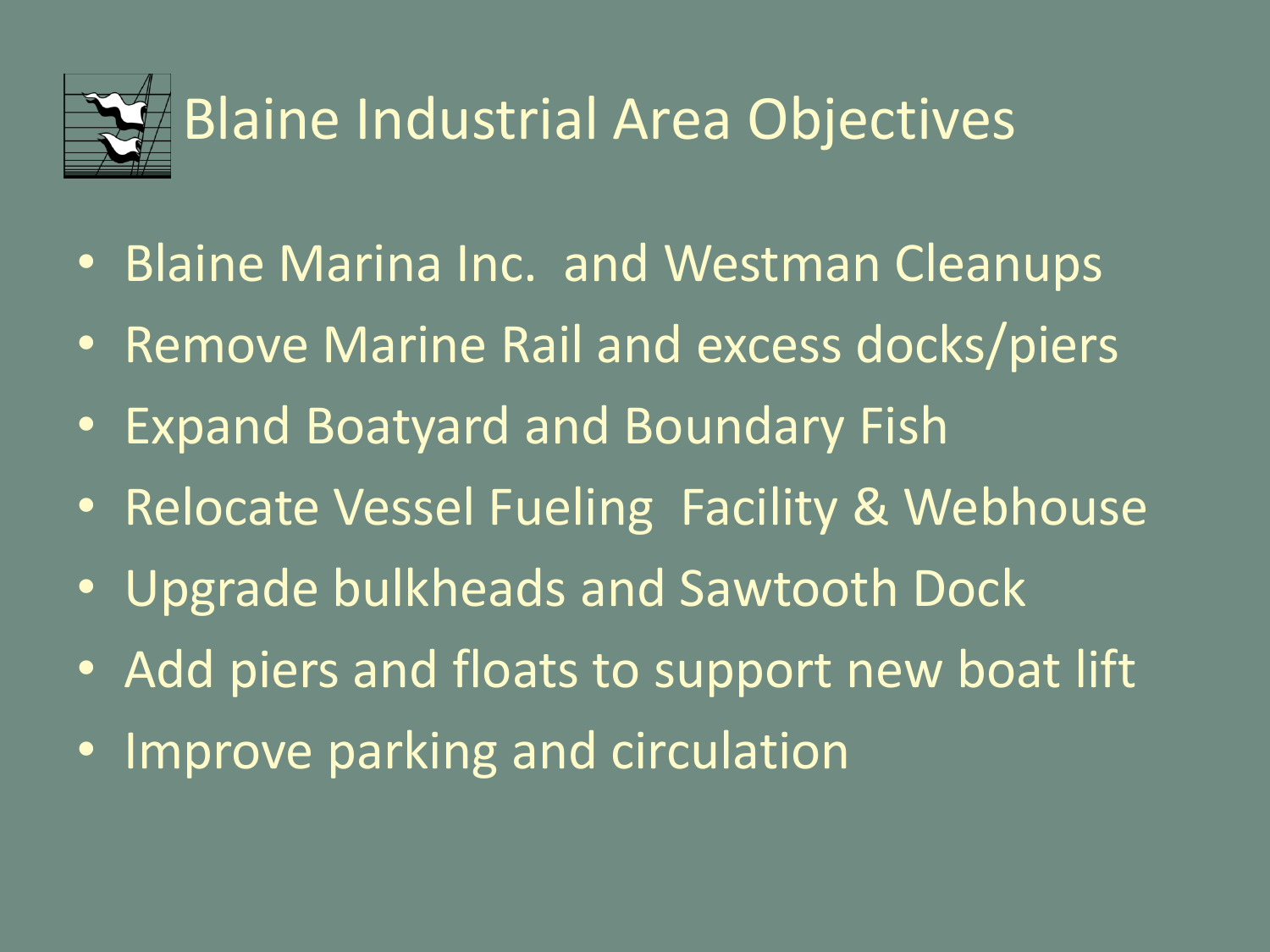# Blaine Industrial Area Objectives

- Blaine Marina Inc.  and Westman Cleanups
- Remove Marine Rail and excess docks/piers
- Expand Boatyard and Boundary Fish
- Relocate Vessel Fueling  Facility & Webhouse
- Upgrade bulkheads and Sawtooth Dock
- Add piers and floats to support new boat lift
- Improve parking and circulation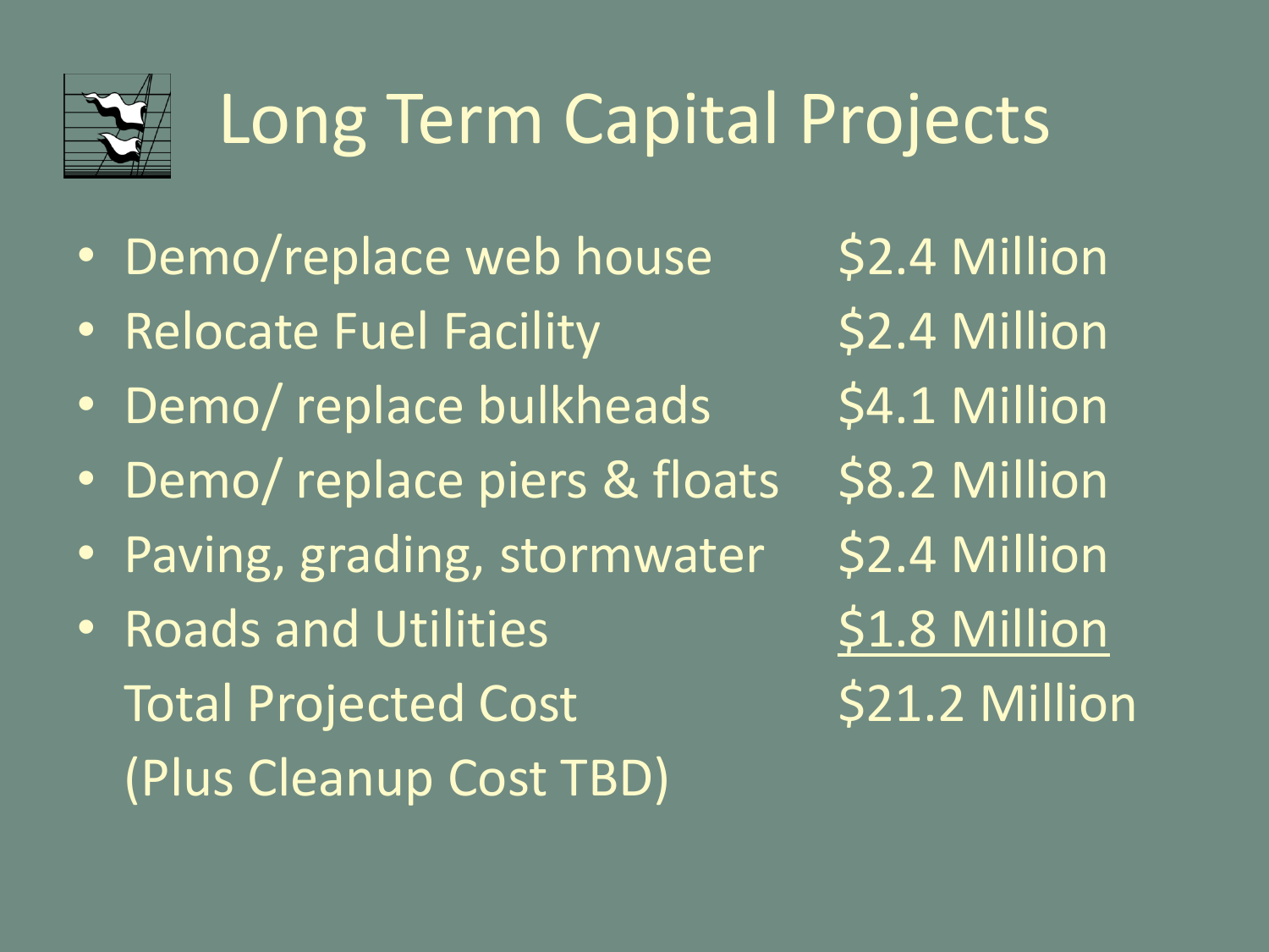# Long Term Capital Projects

| | |
|---|---|
| • Demo/replace web house | $2.4 Million |
| • Relocate Fuel Facility | $2.4 Million |
| • Demo/ replace bulkheads | $4.1 Million |
| • Demo/ replace piers & floats | $8.2 Million |
| • Paving, grading, stormwater | $2.4 Million |
| • Roads and Utilities | $1.8 Million |
| Total Projected Cost | $21.2 Million |
| (Plus Cleanup Cost TBD) | |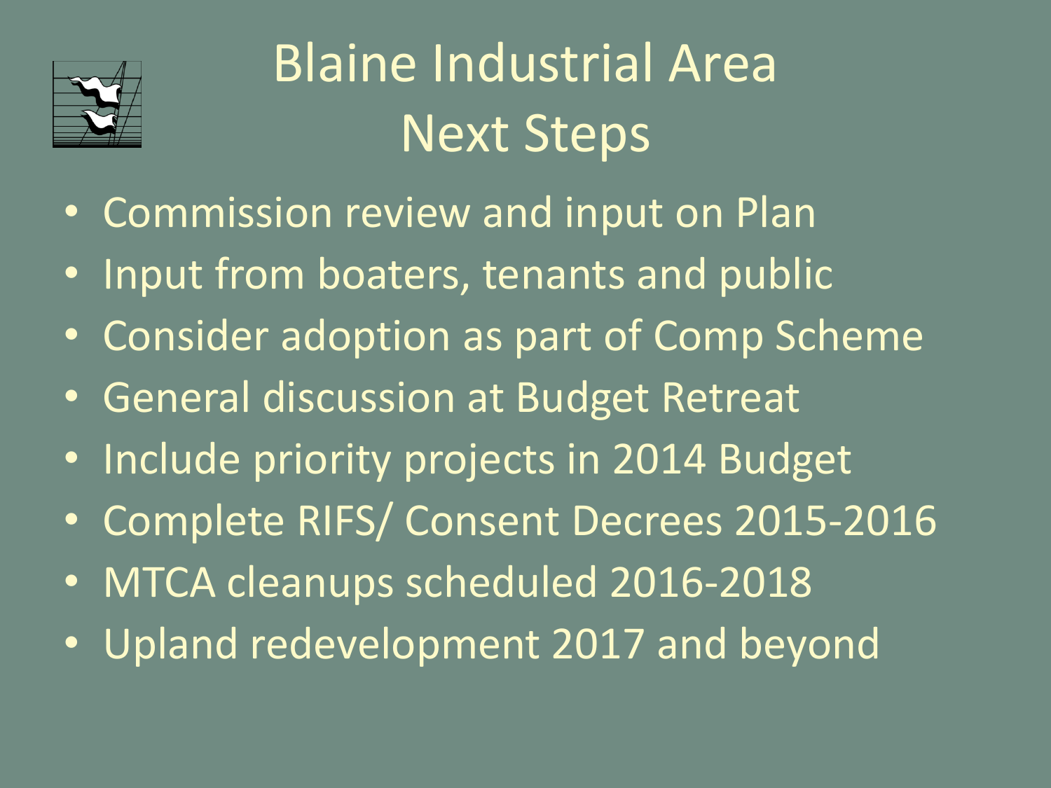# Blaine Industrial Area
# Next Steps

- Commission review and input on Plan
- Input from boaters, tenants and public
- Consider adoption as part of Comp Scheme
- General discussion at Budget Retreat
- Include priority projects in 2014 Budget
- Complete RIFS/ Consent Decrees 2015-2016
- MTCA cleanups scheduled 2016-2018
- Upland redevelopment 2017 and beyond